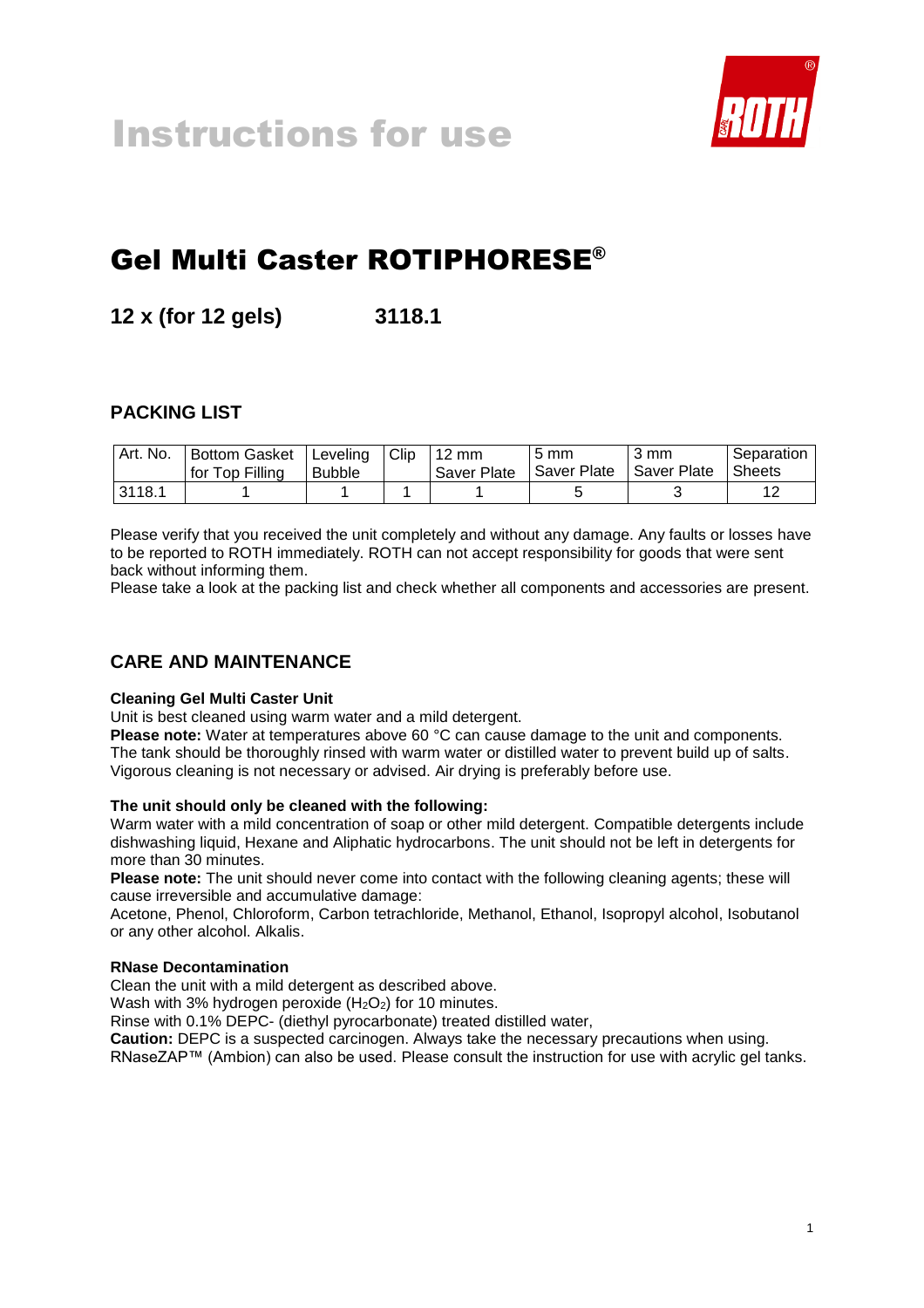# Instructions for use

## Gel Multi Caster ROTIPHORESE®

**12 x (for 12 gels) 3118.1**

### PACKING LIST

| Art. No. | Bottom Gasket for Top Filling | Leveling Bubble | Clip | 12 mm Saver Plate | 5 mm Saver Plate | 3 mm Saver Plate | Separation Sheets |
|---|---|---|---|---|---|---|---|
| 3118.1 | 1 | 1 | 1 | 1 | 5 | 3 | 12 |

Please verify that you received the unit completely and without any damage. Any faults or losses have to be reported to ROTH immediately. ROTH can not accept responsibility for goods that were sent back without informing them.
Please take a look at the packing list and check whether all components and accessories are present.

### CARE AND MAINTENANCE

**Cleaning Gel Multi Caster Unit**

Unit is best cleaned using warm water and a mild detergent.
**Please note:** Water at temperatures above 60 °C can cause damage to the unit and components.
The tank should be thoroughly rinsed with warm water or distilled water to prevent build up of salts.
Vigorous cleaning is not necessary or advised. Air drying is preferably before use.

**The unit should only be cleaned with the following:**

Warm water with a mild concentration of soap or other mild detergent. Compatible detergents include dishwashing liquid, Hexane and Aliphatic hydrocarbons. The unit should not be left in detergents for more than 30 minutes.
**Please note:** The unit should never come into contact with the following cleaning agents; these will cause irreversible and accumulative damage:
Acetone, Phenol, Chloroform, Carbon tetrachloride, Methanol, Ethanol, Isopropyl alcohol, Isobutanol or any other alcohol. Alkalis.

**RNase Decontamination**

Clean the unit with a mild detergent as described above.
Wash with 3% hydrogen peroxide ($H_2O_2$) for 10 minutes.
Rinse with 0.1% DEPC- (diethyl pyrocarbonate) treated distilled water,
**Caution:** DEPC is a suspected carcinogen. Always take the necessary precautions when using.
RNaseZAP™ (Ambion) can also be used. Please consult the instruction for use with acrylic gel tanks.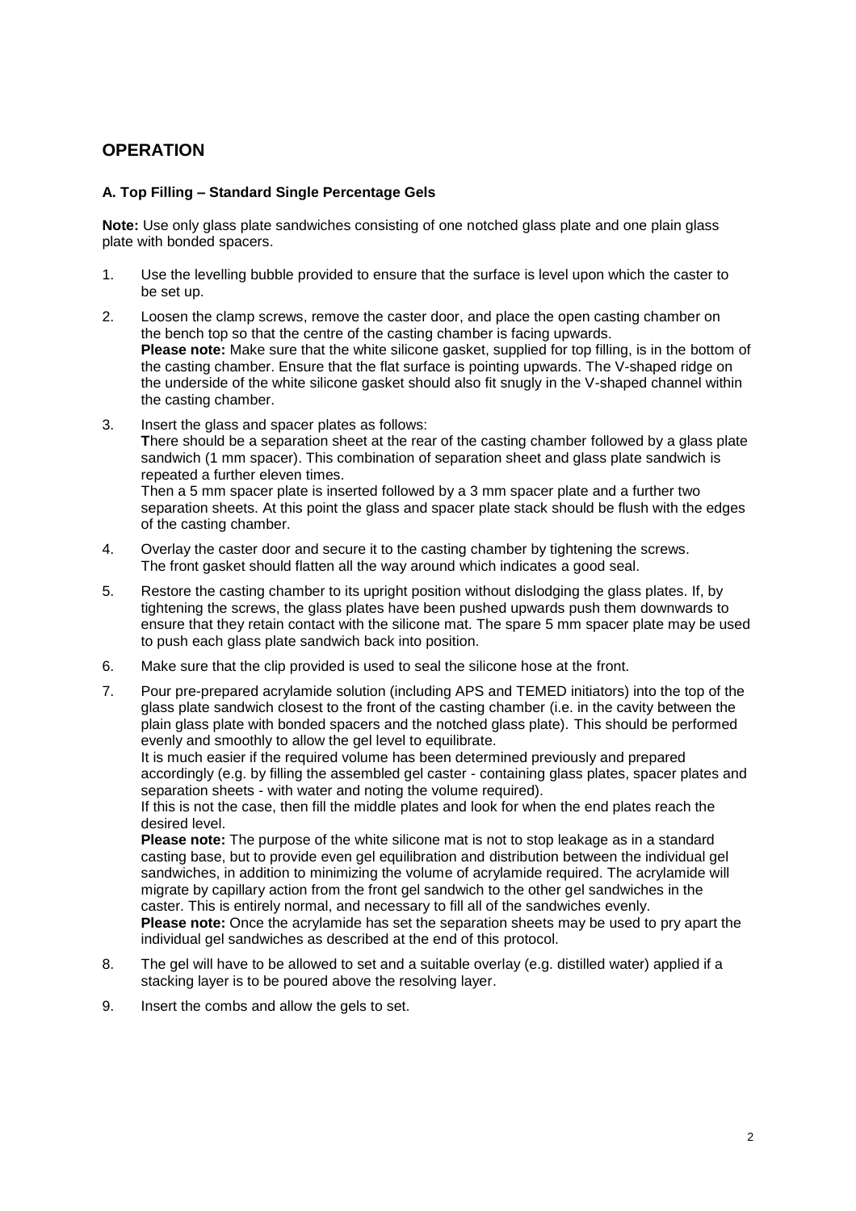## OPERATION

### A. Top Filling – Standard Single Percentage Gels

**Note:** Use only glass plate sandwiches consisting of one notched glass plate and one plain glass plate with bonded spacers.

1. Use the levelling bubble provided to ensure that the surface is level upon which the caster to be set up.

2. Loosen the clamp screws, remove the caster door, and place the open casting chamber on the bench top so that the centre of the casting chamber is facing upwards.
   **Please note:** Make sure that the white silicone gasket, supplied for top filling, is in the bottom of the casting chamber. Ensure that the flat surface is pointing upwards. The V-shaped ridge on the underside of the white silicone gasket should also fit snugly in the V-shaped channel within the casting chamber.

3. Insert the glass and spacer plates as follows:
   **T**here should be a separation sheet at the rear of the casting chamber followed by a glass plate sandwich (1 mm spacer). This combination of separation sheet and glass plate sandwich is repeated a further eleven times.
   Then a 5 mm spacer plate is inserted followed by a 3 mm spacer plate and a further two separation sheets. At this point the glass and spacer plate stack should be flush with the edges of the casting chamber.

4. Overlay the caster door and secure it to the casting chamber by tightening the screws. The front gasket should flatten all the way around which indicates a good seal.

5. Restore the casting chamber to its upright position without dislodging the glass plates. If, by tightening the screws, the glass plates have been pushed upwards push them downwards to ensure that they retain contact with the silicone mat. The spare 5 mm spacer plate may be used to push each glass plate sandwich back into position.

6. Make sure that the clip provided is used to seal the silicone hose at the front.

7. Pour pre-prepared acrylamide solution (including APS and TEMED initiators) into the top of the glass plate sandwich closest to the front of the casting chamber (i.e. in the cavity between the plain glass plate with bonded spacers and the notched glass plate). This should be performed evenly and smoothly to allow the gel level to equilibrate.
   It is much easier if the required volume has been determined previously and prepared accordingly (e.g. by filling the assembled gel caster - containing glass plates, spacer plates and separation sheets - with water and noting the volume required).
   If this is not the case, then fill the middle plates and look for when the end plates reach the desired level.
   **Please note:** The purpose of the white silicone mat is not to stop leakage as in a standard casting base, but to provide even gel equilibration and distribution between the individual gel sandwiches, in addition to minimizing the volume of acrylamide required. The acrylamide will migrate by capillary action from the front gel sandwich to the other gel sandwiches in the caster. This is entirely normal, and necessary to fill all of the sandwiches evenly.
   **Please note:** Once the acrylamide has set the separation sheets may be used to pry apart the individual gel sandwiches as described at the end of this protocol.

8. The gel will have to be allowed to set and a suitable overlay (e.g. distilled water) applied if a stacking layer is to be poured above the resolving layer.

9. Insert the combs and allow the gels to set.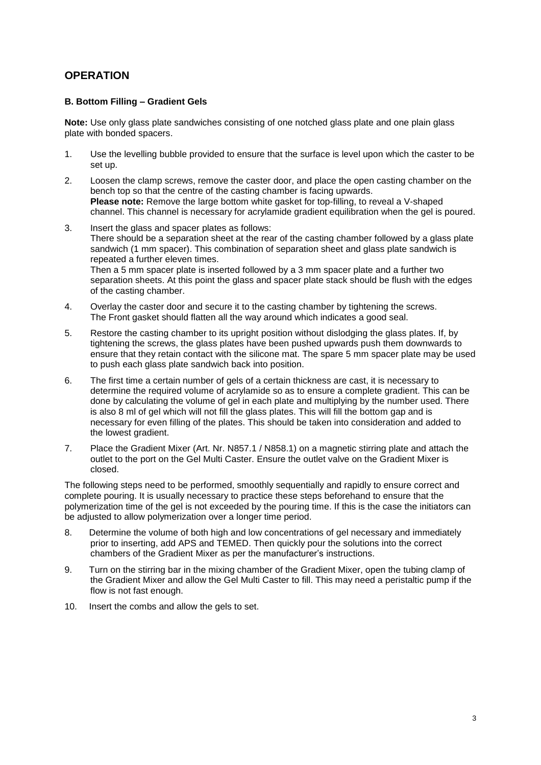## OPERATION

### B. Bottom Filling – Gradient Gels

**Note:** Use only glass plate sandwiches consisting of one notched glass plate and one plain glass plate with bonded spacers.

1. Use the levelling bubble provided to ensure that the surface is level upon which the caster to be set up.
2. Loosen the clamp screws, remove the caster door, and place the open casting chamber on the bench top so that the centre of the casting chamber is facing upwards.
   **Please note:** Remove the large bottom white gasket for top-filling, to reveal a V-shaped channel. This channel is necessary for acrylamide gradient equilibration when the gel is poured.
3. Insert the glass and spacer plates as follows:
   There should be a separation sheet at the rear of the casting chamber followed by a glass plate sandwich (1 mm spacer). This combination of separation sheet and glass plate sandwich is repeated a further eleven times.
   Then a 5 mm spacer plate is inserted followed by a 3 mm spacer plate and a further two separation sheets. At this point the glass and spacer plate stack should be flush with the edges of the casting chamber.
4. Overlay the caster door and secure it to the casting chamber by tightening the screws. The Front gasket should flatten all the way around which indicates a good seal.
5. Restore the casting chamber to its upright position without dislodging the glass plates. If, by tightening the screws, the glass plates have been pushed upwards push them downwards to ensure that they retain contact with the silicone mat. The spare 5 mm spacer plate may be used to push each glass plate sandwich back into position.
6. The first time a certain number of gels of a certain thickness are cast, it is necessary to determine the required volume of acrylamide so as to ensure a complete gradient. This can be done by calculating the volume of gel in each plate and multiplying by the number used. There is also 8 ml of gel which will not fill the glass plates. This will fill the bottom gap and is necessary for even filling of the plates. This should be taken into consideration and added to the lowest gradient.
7. Place the Gradient Mixer (Art. Nr. N857.1 / N858.1) on a magnetic stirring plate and attach the outlet to the port on the Gel Multi Caster. Ensure the outlet valve on the Gradient Mixer is closed.

The following steps need to be performed, smoothly sequentially and rapidly to ensure correct and complete pouring. It is usually necessary to practice these steps beforehand to ensure that the polymerization time of the gel is not exceeded by the pouring time. If this is the case the initiators can be adjusted to allow polymerization over a longer time period.

8. Determine the volume of both high and low concentrations of gel necessary and immediately prior to inserting, add APS and TEMED. Then quickly pour the solutions into the correct chambers of the Gradient Mixer as per the manufacturer's instructions.
9. Turn on the stirring bar in the mixing chamber of the Gradient Mixer, open the tubing clamp of the Gradient Mixer and allow the Gel Multi Caster to fill. This may need a peristaltic pump if the flow is not fast enough.
10. Insert the combs and allow the gels to set.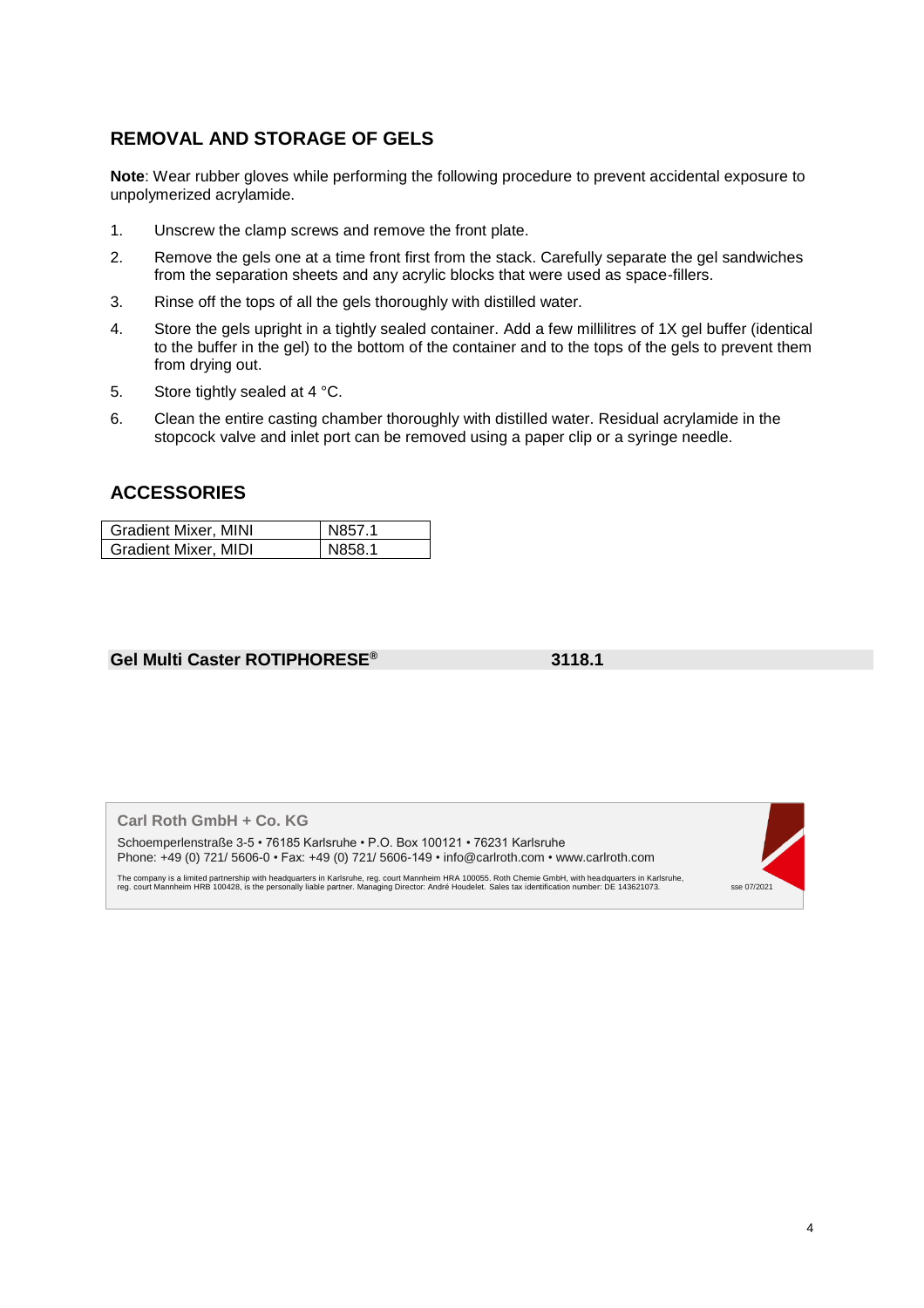## REMOVAL AND STORAGE OF GELS

**Note**: Wear rubber gloves while performing the following procedure to prevent accidental exposure to unpolymerized acrylamide.

1. Unscrew the clamp screws and remove the front plate.
2. Remove the gels one at a time front first from the stack. Carefully separate the gel sandwiches from the separation sheets and any acrylic blocks that were used as space-fillers.
3. Rinse off the tops of all the gels thoroughly with distilled water.
4. Store the gels upright in a tightly sealed container. Add a few millilitres of 1X gel buffer (identical to the buffer in the gel) to the bottom of the container and to the tops of the gels to prevent them from drying out.
5. Store tightly sealed at 4 °C.
6. Clean the entire casting chamber thoroughly with distilled water. Residual acrylamide in the stopcock valve and inlet port can be removed using a paper clip or a syringe needle.

## ACCESSORIES

| | |
|---|---|
| Gradient Mixer, MINI | N857.1 |
| Gradient Mixer, MIDI | N858.1 |

**Gel Multi Caster ROTIPHORESE®** **3118.1**

**Carl Roth GmbH + Co. KG**

Schoemperlenstraße 3-5 • 76185 Karlsruhe • P.O. Box 100121 • 76231 Karlsruhe
Phone: +49 (0) 721/ 5606-0 • Fax: +49 (0) 721/ 5606-149 • info@carlroth.com • www.carlroth.com

The company is a limited partnership with headquarters in Karlsruhe, reg. court Mannheim HRA 100055. Roth Chemie GmbH, with headquarters in Karlsruhe, reg. court Mannheim HRB 100428, is the personally liable partner. Managing Director: André Houdelet. Sales tax identification number: DE 143621073.

sse 07/2021